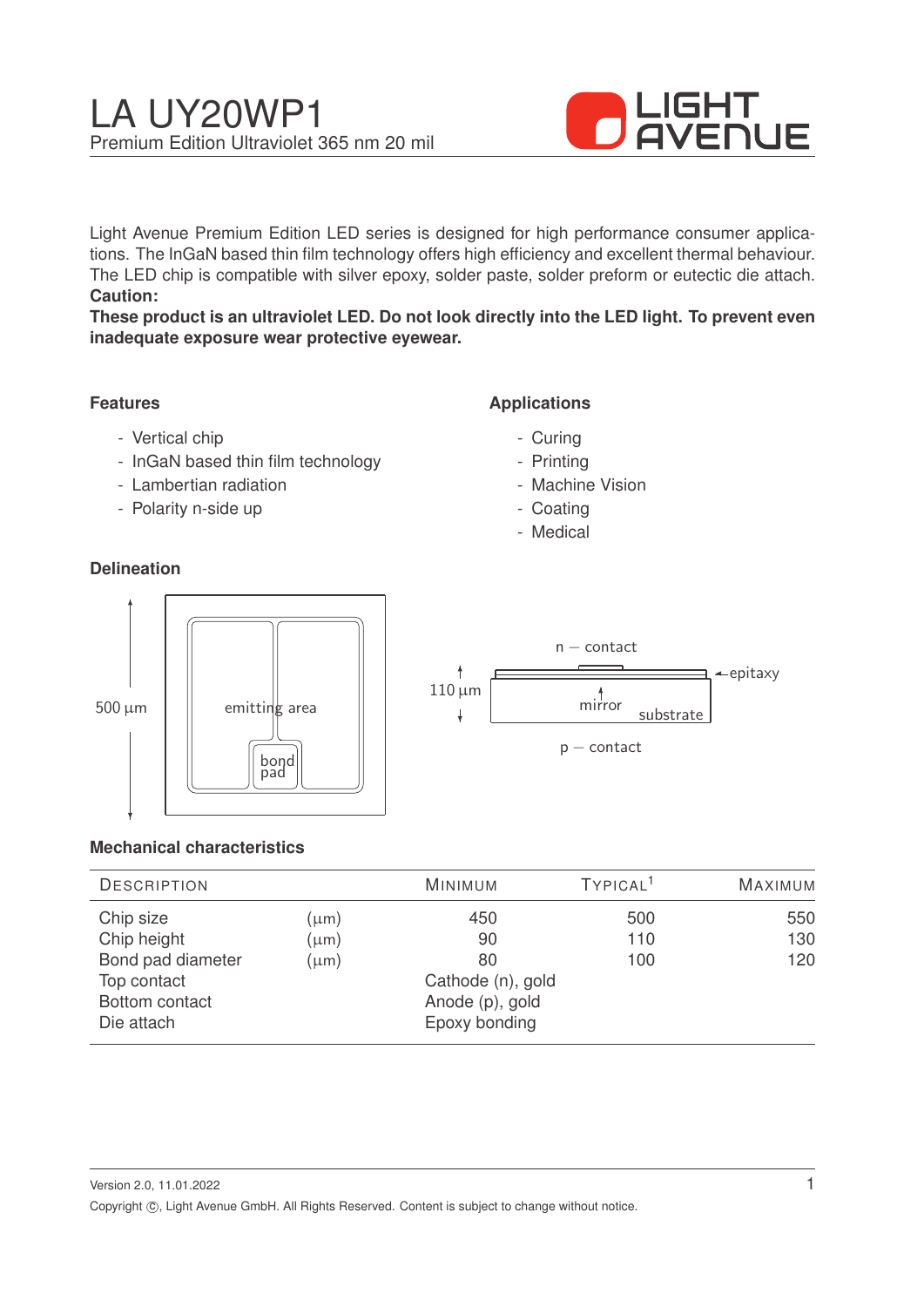# LA UY20WP1

Premium Edition Ultraviolet 365 nm 20 mil

Light Avenue Premium Edition LED series is designed for high performance consumer applications. The InGaN based thin film technology offers high efficiency and excellent thermal behaviour. The LED chip is compatible with silver epoxy, solder paste, solder preform or eutectic die attach.

**Caution:**

**These product is an ultraviolet LED. Do not look directly into the LED light. To prevent even inadequate exposure wear protective eyewear.**

### Features

- Vertical chip
- InGaN based thin film technology
- Lambertian radiation
- Polarity n-side up

### Applications

- Curing
- Printing
- Machine Vision
- Coating
- Medical

### Delineation

500 µm

emitting area

bond pad

n — contact

110 µm

epitaxy

mirror

substrate

p — contact

### Mechanical characteristics

| Description | | Minimum | Typical[1] | Maximum |
|---|---|---|---|---|
| Chip size | (µm) | 450 | 500 | 550 |
| Chip height | (µm) | 90 | 110 | 130 |
| Bond pad diameter | (µm) | 80 | 100 | 120 |
| Top contact | | Cathode (n), gold | | |
| Bottom contact | | Anode (p), gold | | |
| Die attach | | Epoxy bonding | | |

Version 2.0, 11.01.2022

Copyright ©, Light Avenue GmbH. All Rights Reserved. Content is subject to change without notice.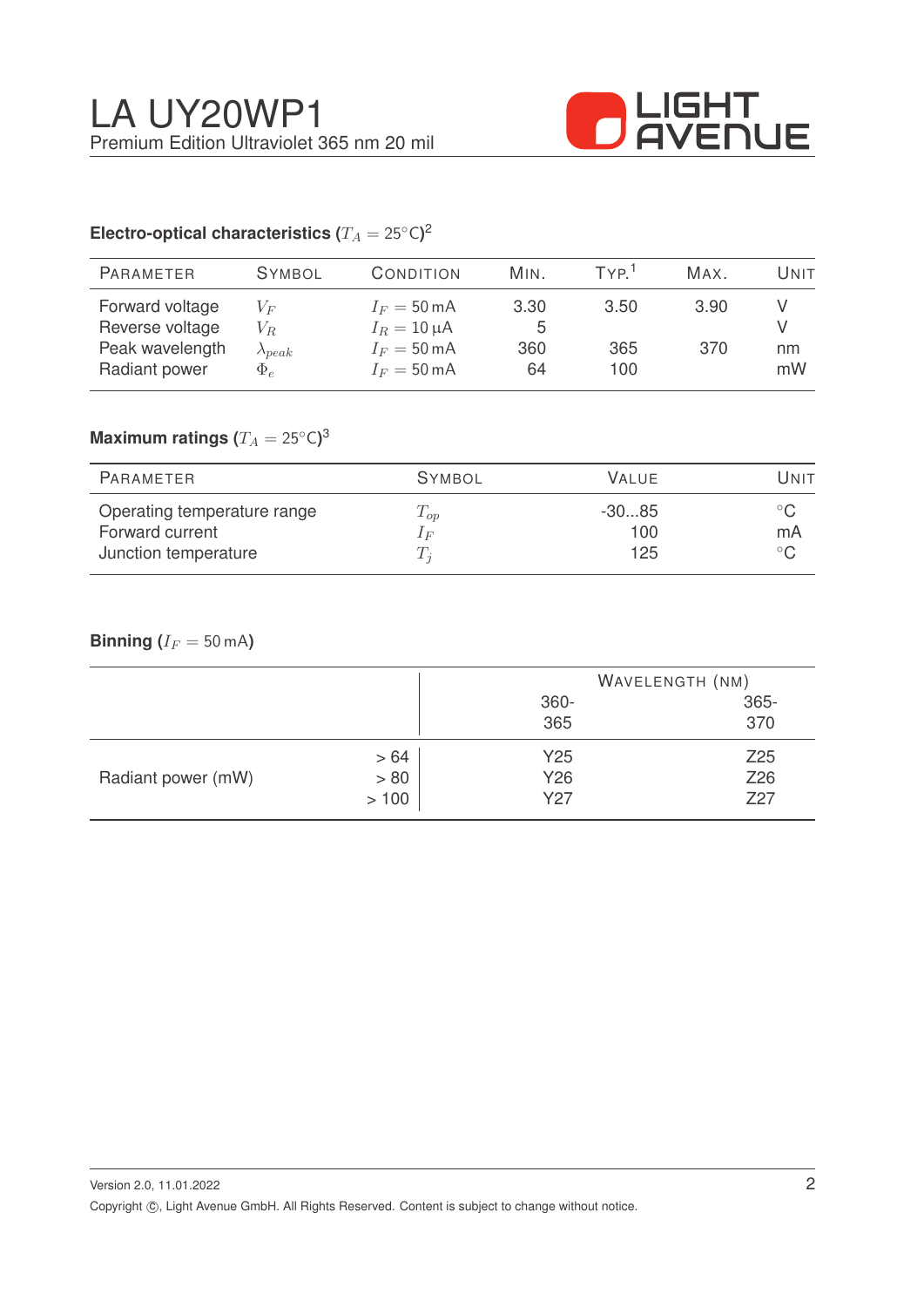# LA UY20WP1

Premium Edition Ultraviolet 365 nm 20 mil

### Electro-optical characteristics ($T_A = 25°C$)[2]

| PARAMETER | SYMBOL | CONDITION | MIN. | TYP.[1] | MAX. | UNIT |
|---|---|---|---|---|---|---|
| Forward voltage | $V_F$ | $I_F = 50\,\text{mA}$ | 3.30 | 3.50 | 3.90 | V |
| Reverse voltage | $V_R$ | $I_R = 10\,\mu\text{A}$ | 5 | | | V |
| Peak wavelength | $\lambda_{peak}$ | $I_F = 50\,\text{mA}$ | 360 | 365 | 370 | nm |
| Radiant power | $\Phi_e$ | $I_F = 50\,\text{mA}$ | 64 | 100 | | mW |

### Maximum ratings ($T_A = 25°C$)[3]

| PARAMETER | SYMBOL | VALUE | UNIT |
|---|---|---|---|
| Operating temperature range | $T_{op}$ | -30...85 | °C |
| Forward current | $I_F$ | 100 | mA |
| Junction temperature | $T_j$ | 125 | °C |

### Binning ($I_F = 50\,\text{mA}$)

| | | WAVELENGTH (NM) | |
|---|---|---|---|
| | | 360-365 | 365-370 |
| Radiant power (mW) | > 64 | Y25 | Z25 |
| | > 80 | Y26 | Z26 |
| | > 100 | Y27 | Z27 |

Version 2.0, 11.01.2022

Copyright ©, Light Avenue GmbH. All Rights Reserved. Content is subject to change without notice.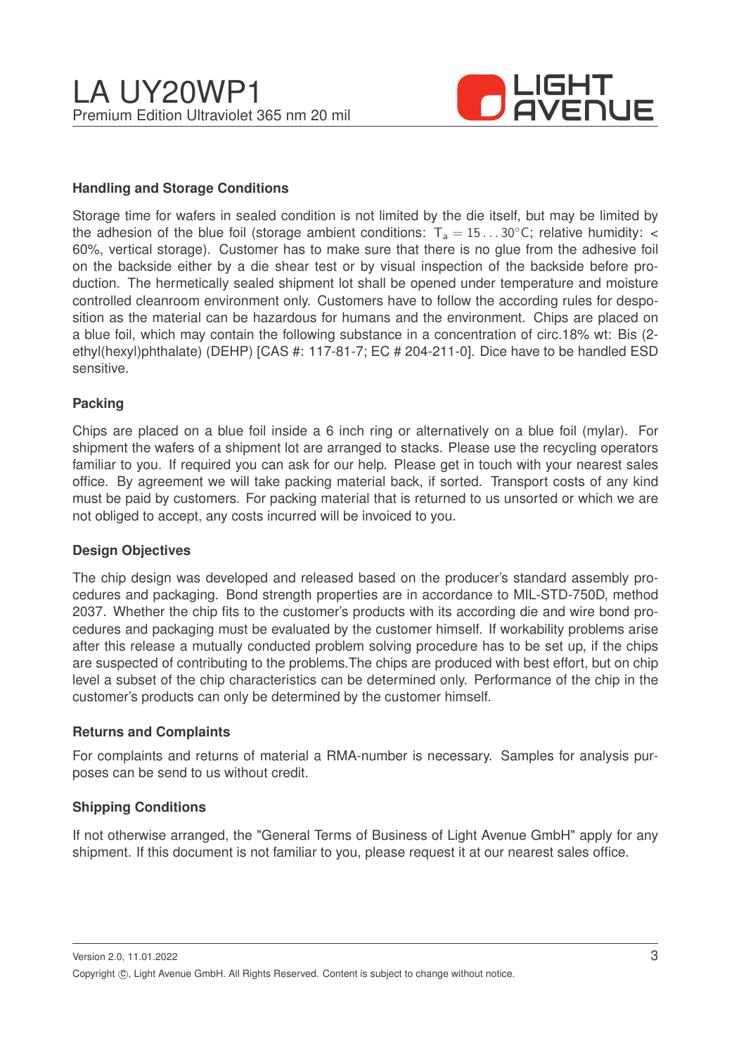## Handling and Storage Conditions

Storage time for wafers in sealed condition is not limited by the die itself, but may be limited by the adhesion of the blue foil (storage ambient conditions: $T_a = 15 \ldots 30°C$; relative humidity: < 60%, vertical storage). Customer has to make sure that there is no glue from the adhesive foil on the backside either by a die shear test or by visual inspection of the backside before production. The hermetically sealed shipment lot shall be opened under temperature and moisture controlled cleanroom environment only. Customers have to follow the according rules for desposition as the material can be hazardous for humans and the environment. Chips are placed on a blue foil, which may contain the following substance in a concentration of circ.18% wt: Bis (2-ethyl(hexyl)phthalate) (DEHP) [CAS #: 117-81-7; EC # 204-211-0]. Dice have to be handled ESD sensitive.

## Packing

Chips are placed on a blue foil inside a 6 inch ring or alternatively on a blue foil (mylar). For shipment the wafers of a shipment lot are arranged to stacks. Please use the recycling operators familiar to you. If required you can ask for our help. Please get in touch with your nearest sales office. By agreement we will take packing material back, if sorted. Transport costs of any kind must be paid by customers. For packing material that is returned to us unsorted or which we are not obliged to accept, any costs incurred will be invoiced to you.

## Design Objectives

The chip design was developed and released based on the producer's standard assembly procedures and packaging. Bond strength properties are in accordance to MIL-STD-750D, method 2037. Whether the chip fits to the customer's products with its according die and wire bond procedures and packaging must be evaluated by the customer himself. If workability problems arise after this release a mutually conducted problem solving procedure has to be set up, if the chips are suspected of contributing to the problems.The chips are produced with best effort, but on chip level a subset of the chip characteristics can be determined only. Performance of the chip in the customer's products can only be determined by the customer himself.

## Returns and Complaints

For complaints and returns of material a RMA-number is necessary. Samples for analysis purposes can be send to us without credit.

## Shipping Conditions

If not otherwise arranged, the "General Terms of Business of Light Avenue GmbH" apply for any shipment. If this document is not familiar to you, please request it at our nearest sales office.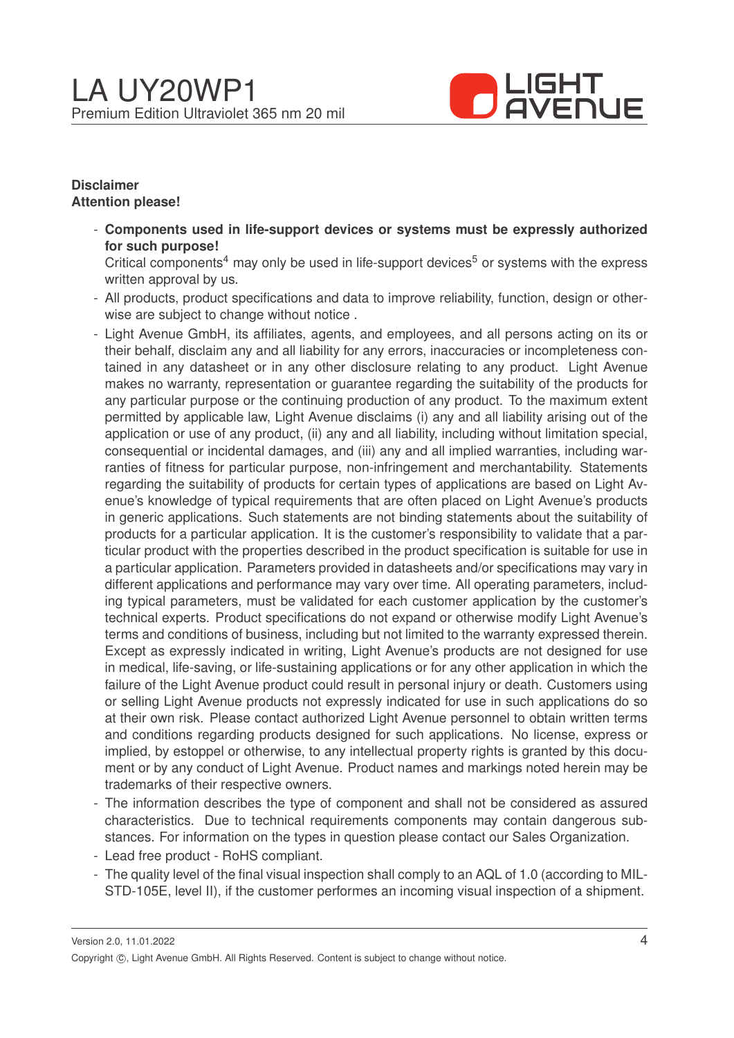**Disclaimer**
**Attention please!**

- **Components used in life-support devices or systems must be expressly authorized for such purpose!**
  Critical components[4] may only be used in life-support devices[5] or systems with the express written approval by us.
- All products, product specifications and data to improve reliability, function, design or otherwise are subject to change without notice .
- Light Avenue GmbH, its affiliates, agents, and employees, and all persons acting on its or their behalf, disclaim any and all liability for any errors, inaccuracies or incompleteness contained in any datasheet or in any other disclosure relating to any product. Light Avenue makes no warranty, representation or guarantee regarding the suitability of the products for any particular purpose or the continuing production of any product. To the maximum extent permitted by applicable law, Light Avenue disclaims (i) any and all liability arising out of the application or use of any product, (ii) any and all liability, including without limitation special, consequential or incidental damages, and (iii) any and all implied warranties, including warranties of fitness for particular purpose, non-infringement and merchantability. Statements regarding the suitability of products for certain types of applications are based on Light Avenue's knowledge of typical requirements that are often placed on Light Avenue's products in generic applications. Such statements are not binding statements about the suitability of products for a particular application. It is the customer's responsibility to validate that a particular product with the properties described in the product specification is suitable for use in a particular application. Parameters provided in datasheets and/or specifications may vary in different applications and performance may vary over time. All operating parameters, including typical parameters, must be validated for each customer application by the customer's technical experts. Product specifications do not expand or otherwise modify Light Avenue's terms and conditions of business, including but not limited to the warranty expressed therein. Except as expressly indicated in writing, Light Avenue's products are not designed for use in medical, life-saving, or life-sustaining applications or for any other application in which the failure of the Light Avenue product could result in personal injury or death. Customers using or selling Light Avenue products not expressly indicated for use in such applications do so at their own risk. Please contact authorized Light Avenue personnel to obtain written terms and conditions regarding products designed for such applications. No license, express or implied, by estoppel or otherwise, to any intellectual property rights is granted by this document or by any conduct of Light Avenue. Product names and markings noted herein may be trademarks of their respective owners.
- The information describes the type of component and shall not be considered as assured characteristics. Due to technical requirements components may contain dangerous substances. For information on the types in question please contact our Sales Organization.
- Lead free product - RoHS compliant.
- The quality level of the final visual inspection shall comply to an AQL of 1.0 (according to MIL-STD-105E, level II), if the customer performes an incoming visual inspection of a shipment.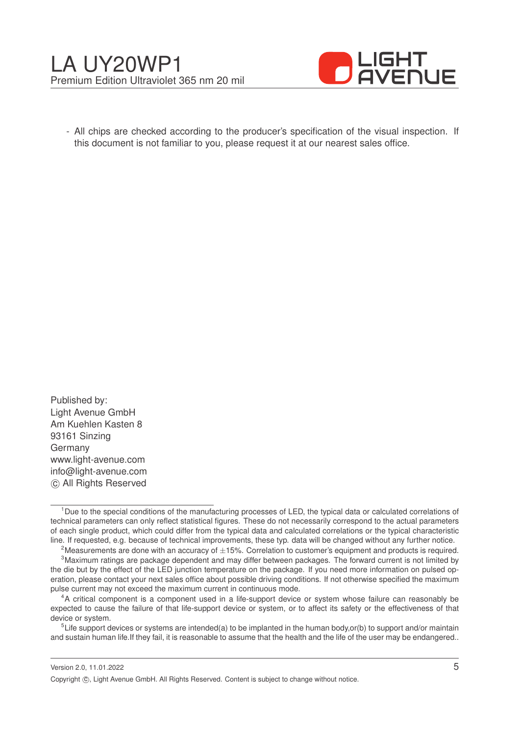- All chips are checked according to the producer's specification of the visual inspection. If this document is not familiar to you, please request it at our nearest sales office.

Published by:
Light Avenue GmbH
Am Kuehlen Kasten 8
93161 Sinzing
Germany
www.light-avenue.com
info@light-avenue.com
© All Rights Reserved

---

[1] Due to the special conditions of the manufacturing processes of LED, the typical data or calculated correlations of technical parameters can only reflect statistical figures. These do not necessarily correspond to the actual parameters of each single product, which could differ from the typical data and calculated correlations or the typical characteristic line. If requested, e.g. because of technical improvements, these typ. data will be changed without any further notice.

[2] Measurements are done with an accuracy of $\pm$15%. Correlation to customer's equipment and products is required.

[3] Maximum ratings are package dependent and may differ between packages. The forward current is not limited by the die but by the effect of the LED junction temperature on the package. If you need more information on pulsed operation, please contact your next sales office about possible driving conditions. If not otherwise specified the maximum pulse current may not exceed the maximum current in continuous mode.

[4] A critical component is a component used in a life-support device or system whose failure can reasonably be expected to cause the failure of that life-support device or system, or to affect its safety or the effectiveness of that device or system.

[5] Life support devices or systems are intended(a) to be implanted in the human body,or(b) to support and/or maintain and sustain human life.If they fail, it is reasonable to assume that the health and the life of the user may be endangered..